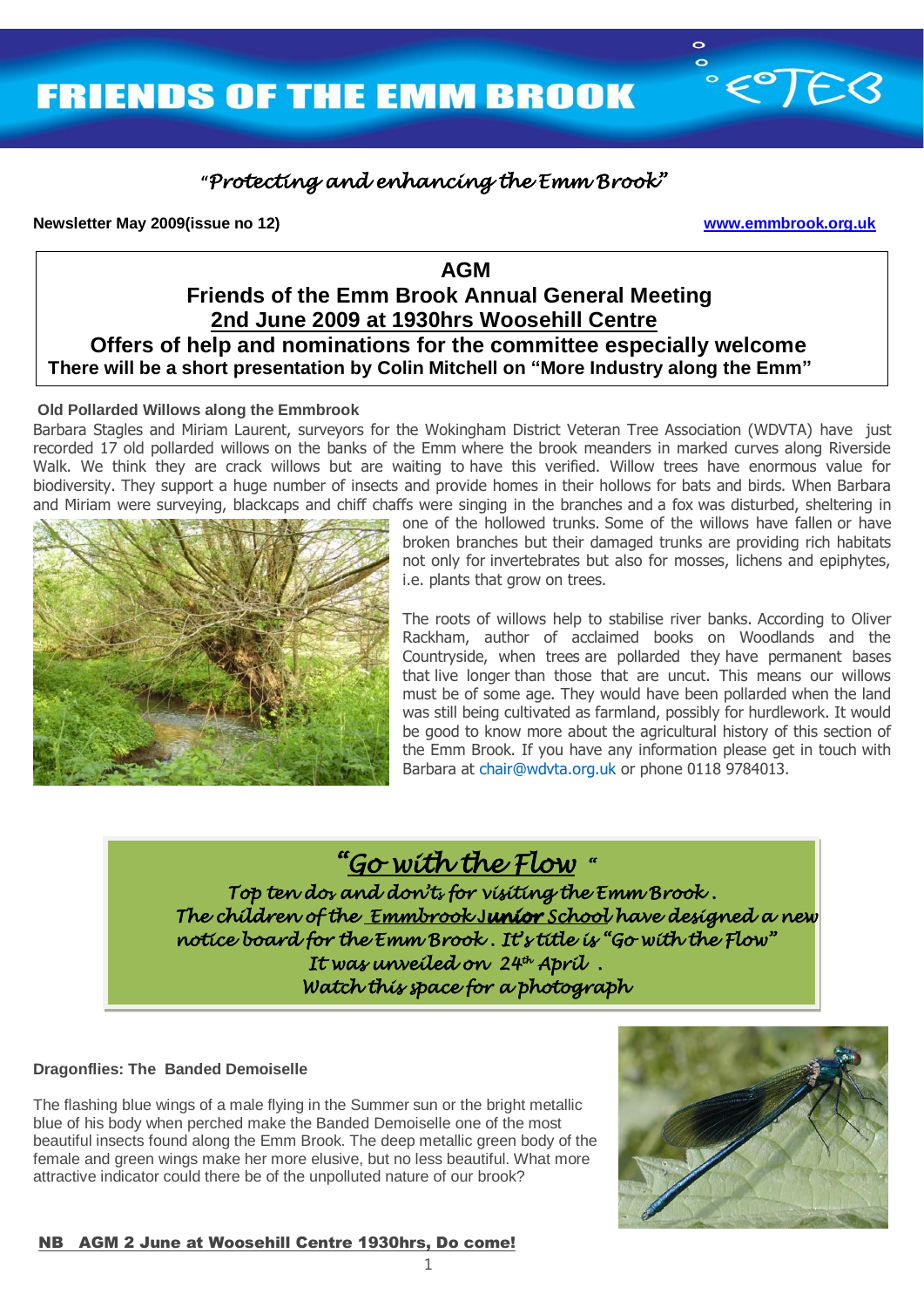# FRIENDS OF THE EMM BROOK

*"Protecting and enhancing the Emm Brook"*

**Newsletter May 2009(issue no 12)** **www.emmbrook.org.uk**

## AGM

### Friends of the Emm Brook Annual General Meeting

### 2nd June 2009 at 1930hrs Woosehill Centre

### Offers of help and nominations for the committee especially welcome

**There will be a short presentation by Colin Mitchell on "More Industry along the Emm"**

### Old Pollarded Willows along the Emmbrook

Barbara Stagles and Miriam Laurent, surveyors for the Wokingham District Veteran Tree Association (WDVTA) have just recorded 17 old pollarded willows on the banks of the Emm where the brook meanders in marked curves along Riverside Walk. We think they are crack willows but are waiting to have this verified. Willow trees have enormous value for biodiversity. They support a huge number of insects and provide homes in their hollows for bats and birds. When Barbara and Miriam were surveying, blackcaps and chiff chaffs were singing in the branches and a fox was disturbed, sheltering in one of the hollowed trunks. Some of the willows have fallen or have broken branches but their damaged trunks are providing rich habitats not only for invertebrates but also for mosses, lichens and epiphytes, i.e. plants that grow on trees.

The roots of willows help to stabilise river banks. According to Oliver Rackham, author of acclaimed books on Woodlands and the Countryside, when trees are pollarded they have permanent bases that live longer than those that are uncut. This means our willows must be of some age. They would have been pollarded when the land was still being cultivated as farmland, possibly for hurdlework. It would be good to know more about the agricultural history of this section of the Emm Brook. If you have any information please get in touch with Barbara at chair@wdvta.org.uk or phone 0118 9784013.

*"Go with the Flow "*

*Top ten dos and don'ts for visiting the Emm Brook.*
*The children of the Emmbrook Junior School have designed a new notice board for the Emm Brook. It's title is "Go with the Flow"*
*It was unveiled on 24th April.*
*Watch this space for a photograph*

### Dragonflies: The Banded Demoiselle

The flashing blue wings of a male flying in the Summer sun or the bright metallic blue of his body when perched make the Banded Demoiselle one of the most beautiful insects found along the Emm Brook. The deep metallic green body of the female and green wings make her more elusive, but no less beautiful. What more attractive indicator could there be of the unpolluted nature of our brook?

**NB AGM 2 June at Woosehill Centre 1930hrs, Do come!**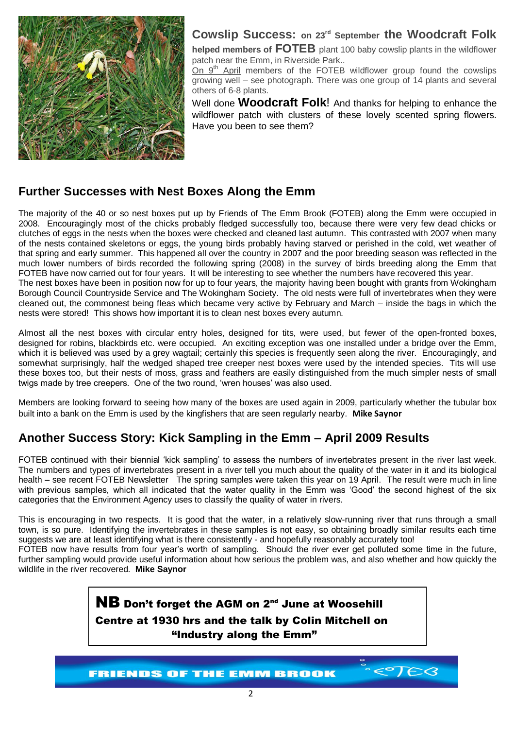## Cowslip Success: on 23rd September the Woodcraft Folk helped members of FOTEB plant 100 baby cowslip plants in the wildflower patch near the Emm, in Riverside Park..

On 9th April members of the FOTEB wildflower group found the cowslips growing well – see photograph. There was one group of 14 plants and several others of 6-8 plants.

Well done **Woodcraft Folk**! And thanks for helping to enhance the wildflower patch with clusters of these lovely scented spring flowers. Have you been to see them?

## Further Successes with Nest Boxes Along the Emm

The majority of the 40 or so nest boxes put up by Friends of The Emm Brook (FOTEB) along the Emm were occupied in 2008. Encouragingly most of the chicks probably fledged successfully too, because there were very few dead chicks or clutches of eggs in the nests when the boxes were checked and cleaned last autumn. This contrasted with 2007 when many of the nests contained skeletons or eggs, the young birds probably having starved or perished in the cold, wet weather of that spring and early summer. This happened all over the country in 2007 and the poor breeding season was reflected in the much lower numbers of birds recorded the following spring (2008) in the survey of birds breeding along the Emm that FOTEB have now carried out for four years. It will be interesting to see whether the numbers have recovered this year.
The nest boxes have been in position now for up to four years, the majority having been bought with grants from Wokingham Borough Council Countryside Service and The Wokingham Society. The old nests were full of invertebrates when they were cleaned out, the commonest being fleas which became very active by February and March – inside the bags in which the nests were stored! This shows how important it is to clean nest boxes every autumn.

Almost all the nest boxes with circular entry holes, designed for tits, were used, but fewer of the open-fronted boxes, designed for robins, blackbirds etc. were occupied. An exciting exception was one installed under a bridge over the Emm, which it is believed was used by a grey wagtail; certainly this species is frequently seen along the river. Encouragingly, and somewhat surprisingly, half the wedged shaped tree creeper nest boxes were used by the intended species. Tits will use these boxes too, but their nests of moss, grass and feathers are easily distinguished from the much simpler nests of small twigs made by tree creepers. One of the two round, 'wren houses' was also used.

Members are looking forward to seeing how many of the boxes are used again in 2009, particularly whether the tubular box built into a bank on the Emm is used by the kingfishers that are seen regularly nearby. **Mike Saynor**

## Another Success Story: Kick Sampling in the Emm – April 2009 Results

FOTEB continued with their biennial 'kick sampling' to assess the numbers of invertebrates present in the river last week. The numbers and types of invertebrates present in a river tell you much about the quality of the water in it and its biological health – see recent FOTEB Newsletter The spring samples were taken this year on 19 April. The result were much in line with previous samples, which all indicated that the water quality in the Emm was 'Good' the second highest of the six categories that the Environment Agency uses to classify the quality of water in rivers.

This is encouraging in two respects. It is good that the water, in a relatively slow-running river that runs through a small town, is so pure. Identifying the invertebrates in these samples is not easy, so obtaining broadly similar results each time suggests we are at least identifying what is there consistently - and hopefully reasonably accurately too!
FOTEB now have results from four year's worth of sampling. Should the river ever get polluted some time in the future, further sampling would provide useful information about how serious the problem was, and also whether and how quickly the wildlife in the river recovered. **Mike Saynor**

**NB Don't forget the AGM on 2nd June at Woosehill Centre at 1930 hrs and the talk by Colin Mitchell on "Industry along the Emm"**

FRIENDS OF THE EMM BROOK